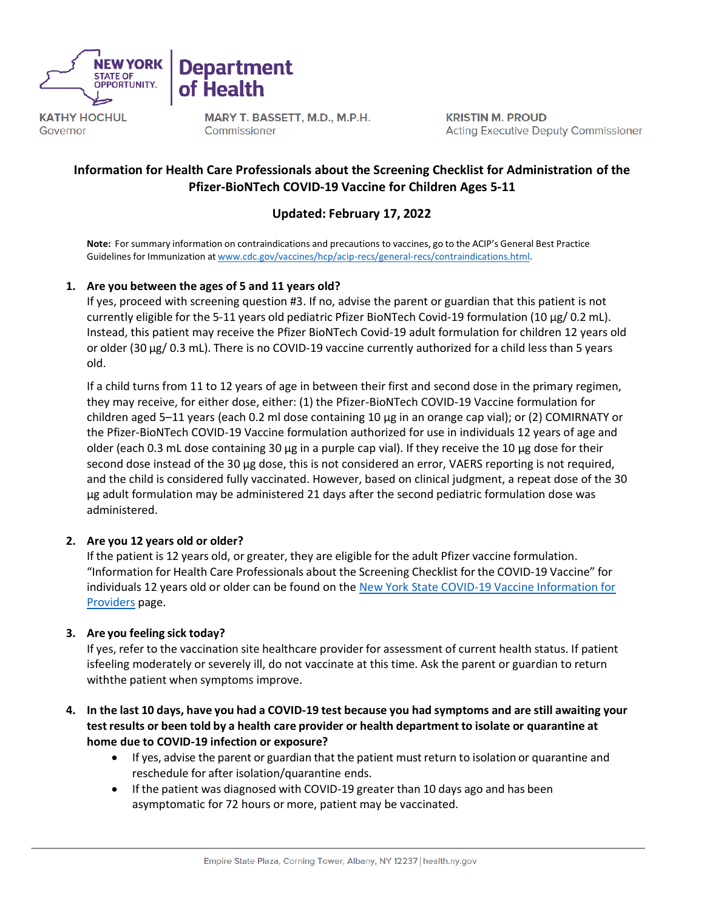NEW YORK STATE OF OPPORTUNITY. | Department of Health

KATHY HOCHUL
Governor

MARY T. BASSETT, M.D., M.P.H.
Commissioner

KRISTIN M. PROUD
Acting Executive Deputy Commissioner

# Information for Health Care Professionals about the Screening Checklist for Administration of the Pfizer-BioNTech COVID-19 Vaccine for Children Ages 5-11

## Updated: February 17, 2022

**Note:** For summary information on contraindications and precautions to vaccines, go to the ACIP's General Best Practice Guidelines for Immunization at www.cdc.gov/vaccines/hcp/acip-recs/general-recs/contraindications.html.

1. **Are you between the ages of 5 and 11 years old?**
   If yes, proceed with screening question #3. If no, advise the parent or guardian that this patient is not currently eligible for the 5-11 years old pediatric Pfizer BioNTech Covid-19 formulation (10 µg/ 0.2 mL). Instead, this patient may receive the Pfizer BioNTech Covid-19 adult formulation for children 12 years old or older (30 µg/ 0.3 mL). There is no COVID-19 vaccine currently authorized for a child less than 5 years old.

   If a child turns from 11 to 12 years of age in between their first and second dose in the primary regimen, they may receive, for either dose, either: (1) the Pfizer-BioNTech COVID-19 Vaccine formulation for children aged 5–11 years (each 0.2 ml dose containing 10 µg in an orange cap vial); or (2) COMIRNATY or the Pfizer-BioNTech COVID-19 Vaccine formulation authorized for use in individuals 12 years of age and older (each 0.3 mL dose containing 30 µg in a purple cap vial). If they receive the 10 µg dose for their second dose instead of the 30 µg dose, this is not considered an error, VAERS reporting is not required, and the child is considered fully vaccinated. However, based on clinical judgment, a repeat dose of the 30 µg adult formulation may be administered 21 days after the second pediatric formulation dose was administered.

2. **Are you 12 years old or older?**
   If the patient is 12 years old, or greater, they are eligible for the adult Pfizer vaccine formulation. "Information for Health Care Professionals about the Screening Checklist for the COVID-19 Vaccine" for individuals 12 years old or older can be found on the New York State COVID-19 Vaccine Information for Providers page.

3. **Are you feeling sick today?**
   If yes, refer to the vaccination site healthcare provider for assessment of current health status. If patient isfeeling moderately or severely ill, do not vaccinate at this time. Ask the parent or guardian to return withthe patient when symptoms improve.

4. **In the last 10 days, have you had a COVID-19 test because you had symptoms and are still awaiting your test results or been told by a health care provider or health department to isolate or quarantine at home due to COVID-19 infection or exposure?**
   - If yes, advise the parent or guardian that the patient must return to isolation or quarantine and reschedule for after isolation/quarantine ends.
   - If the patient was diagnosed with COVID-19 greater than 10 days ago and has been asymptomatic for 72 hours or more, patient may be vaccinated.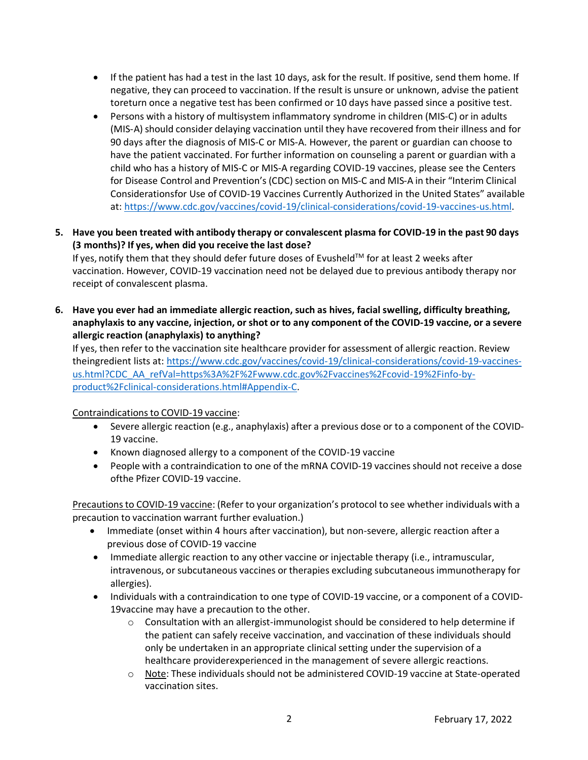- If the patient has had a test in the last 10 days, ask for the result. If positive, send them home. If negative, they can proceed to vaccination. If the result is unsure or unknown, advise the patient toreturn once a negative test has been confirmed or 10 days have passed since a positive test.
- Persons with a history of multisystem inflammatory syndrome in children (MIS-C) or in adults (MIS-A) should consider delaying vaccination until they have recovered from their illness and for 90 days after the diagnosis of MIS-C or MIS-A. However, the parent or guardian can choose to have the patient vaccinated. For further information on counseling a parent or guardian with a child who has a history of MIS-C or MIS-A regarding COVID-19 vaccines, please see the Centers for Disease Control and Prevention's (CDC) section on MIS-C and MIS-A in their "Interim Clinical Considerationsfor Use of COVID-19 Vaccines Currently Authorized in the United States" available at: https://www.cdc.gov/vaccines/covid-19/clinical-considerations/covid-19-vaccines-us.html.

5. **Have you been treated with antibody therapy or convalescent plasma for COVID-19 in the past 90 days (3 months)? If yes, when did you receive the last dose?**
   If yes, notify them that they should defer future doses of Evusheld™ for at least 2 weeks after vaccination. However, COVID-19 vaccination need not be delayed due to previous antibody therapy nor receipt of convalescent plasma.

6. **Have you ever had an immediate allergic reaction, such as hives, facial swelling, difficulty breathing, anaphylaxis to any vaccine, injection, or shot or to any component of the COVID-19 vaccine, or a severe allergic reaction (anaphylaxis) to anything?**
   If yes, then refer to the vaccination site healthcare provider for assessment of allergic reaction. Review theingredient lists at: https://www.cdc.gov/vaccines/covid-19/clinical-considerations/covid-19-vaccines-us.html?CDC_AA_refVal=https%3A%2F%2Fwww.cdc.gov%2Fvaccines%2Fcovid-19%2Finfo-by-product%2Fclinical-considerations.html#Appendix-C.

   Contraindications to COVID-19 vaccine:
   - Severe allergic reaction (e.g., anaphylaxis) after a previous dose or to a component of the COVID-19 vaccine.
   - Known diagnosed allergy to a component of the COVID-19 vaccine
   - People with a contraindication to one of the mRNA COVID-19 vaccines should not receive a dose ofthe Pfizer COVID-19 vaccine.

   Precautions to COVID-19 vaccine: (Refer to your organization's protocol to see whether individuals with a precaution to vaccination warrant further evaluation.)
   - Immediate (onset within 4 hours after vaccination), but non-severe, allergic reaction after a previous dose of COVID-19 vaccine
   - Immediate allergic reaction to any other vaccine or injectable therapy (i.e., intramuscular, intravenous, or subcutaneous vaccines or therapies excluding subcutaneous immunotherapy for allergies).
   - Individuals with a contraindication to one type of COVID-19 vaccine, or a component of a COVID-19vaccine may have a precaution to the other.
     - Consultation with an allergist-immunologist should be considered to help determine if the patient can safely receive vaccination, and vaccination of these individuals should only be undertaken in an appropriate clinical setting under the supervision of a healthcare providerexperienced in the management of severe allergic reactions.
     - Note: These individuals should not be administered COVID-19 vaccine at State-operated vaccination sites.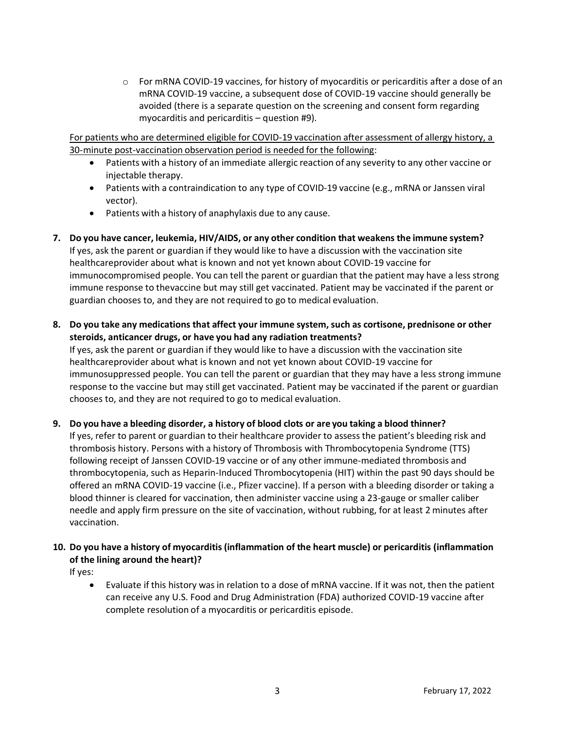- For mRNA COVID-19 vaccines, for history of myocarditis or pericarditis after a dose of an mRNA COVID-19 vaccine, a subsequent dose of COVID-19 vaccine should generally be avoided (there is a separate question on the screening and consent form regarding myocarditis and pericarditis – question #9).

<u>For patients who are determined eligible for COVID-19 vaccination after assessment of allergy history, a 30-minute post-vaccination observation period is needed for the following</u>:

- Patients with a history of an immediate allergic reaction of any severity to any other vaccine or injectable therapy.
- Patients with a contraindication to any type of COVID-19 vaccine (e.g., mRNA or Janssen viral vector).
- Patients with a history of anaphylaxis due to any cause.

**7. Do you have cancer, leukemia, HIV/AIDS, or any other condition that weakens the immune system?**

If yes, ask the parent or guardian if they would like to have a discussion with the vaccination site healthcareprovider about what is known and not yet known about COVID-19 vaccine for immunocompromised people. You can tell the parent or guardian that the patient may have a less strong immune response to thevaccine but may still get vaccinated. Patient may be vaccinated if the parent or guardian chooses to, and they are not required to go to medical evaluation.

**8. Do you take any medications that affect your immune system, such as cortisone, prednisone or other steroids, anticancer drugs, or have you had any radiation treatments?**

If yes, ask the parent or guardian if they would like to have a discussion with the vaccination site healthcareprovider about what is known and not yet known about COVID-19 vaccine for immunosuppressed people. You can tell the parent or guardian that they may have a less strong immune response to the vaccine but may still get vaccinated. Patient may be vaccinated if the parent or guardian chooses to, and they are not required to go to medical evaluation.

**9. Do you have a bleeding disorder, a history of blood clots or are you taking a blood thinner?**

If yes, refer to parent or guardian to their healthcare provider to assess the patient's bleeding risk and thrombosis history. Persons with a history of Thrombosis with Thrombocytopenia Syndrome (TTS) following receipt of Janssen COVID-19 vaccine or of any other immune-mediated thrombosis and thrombocytopenia, such as Heparin-Induced Thrombocytopenia (HIT) within the past 90 days should be offered an mRNA COVID-19 vaccine (i.e., Pfizer vaccine). If a person with a bleeding disorder or taking a blood thinner is cleared for vaccination, then administer vaccine using a 23-gauge or smaller caliber needle and apply firm pressure on the site of vaccination, without rubbing, for at least 2 minutes after vaccination.

**10. Do you have a history of myocarditis (inflammation of the heart muscle) or pericarditis (inflammation of the lining around the heart)?**

If yes:

- Evaluate if this history was in relation to a dose of mRNA vaccine. If it was not, then the patient can receive any U.S. Food and Drug Administration (FDA) authorized COVID-19 vaccine after complete resolution of a myocarditis or pericarditis episode.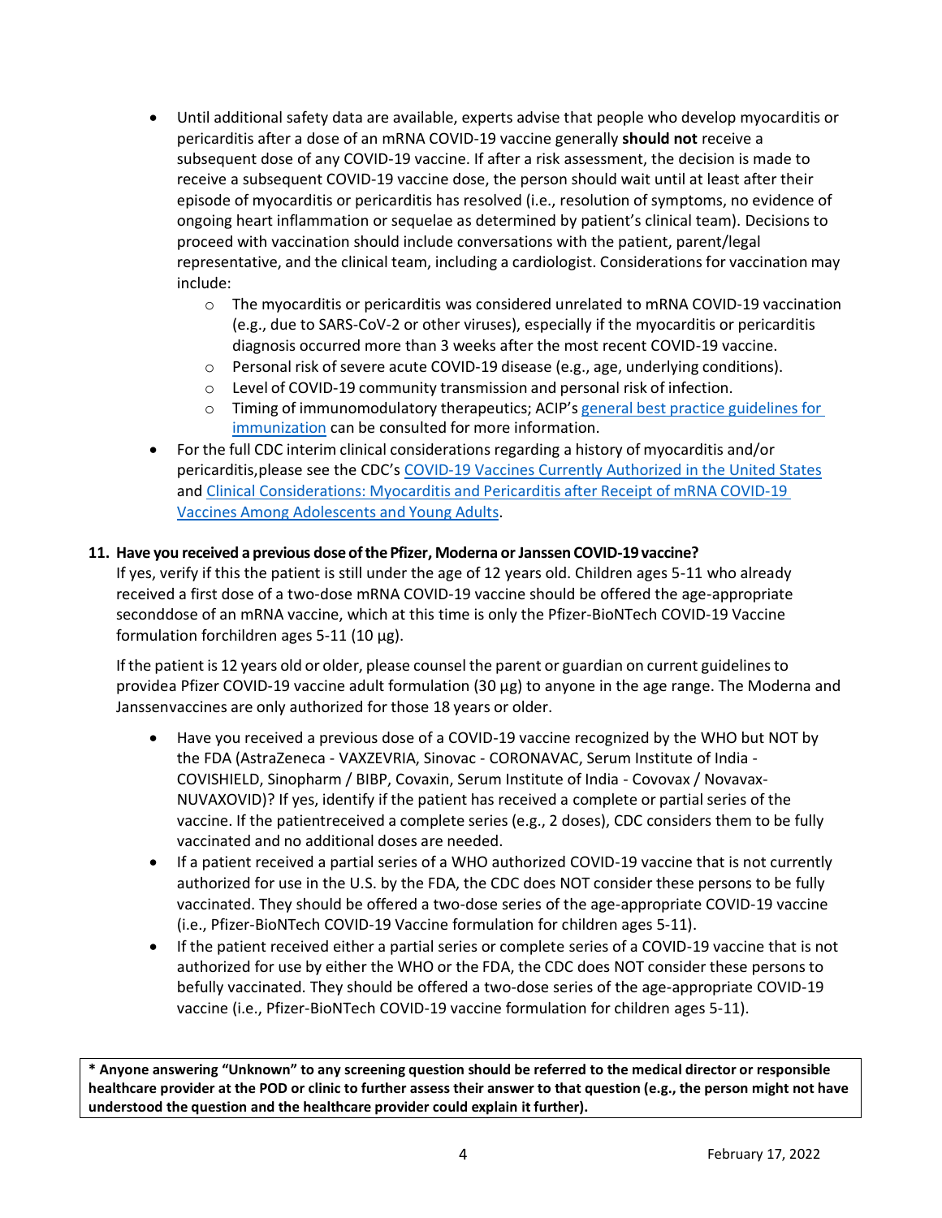- Until additional safety data are available, experts advise that people who develop myocarditis or pericarditis after a dose of an mRNA COVID-19 vaccine generally **should not** receive a subsequent dose of any COVID-19 vaccine. If after a risk assessment, the decision is made to receive a subsequent COVID-19 vaccine dose, the person should wait until at least after their episode of myocarditis or pericarditis has resolved (i.e., resolution of symptoms, no evidence of ongoing heart inflammation or sequelae as determined by patient's clinical team). Decisions to proceed with vaccination should include conversations with the patient, parent/legal representative, and the clinical team, including a cardiologist. Considerations for vaccination may include:
    - The myocarditis or pericarditis was considered unrelated to mRNA COVID-19 vaccination (e.g., due to SARS-CoV-2 or other viruses), especially if the myocarditis or pericarditis diagnosis occurred more than 3 weeks after the most recent COVID-19 vaccine.
    - Personal risk of severe acute COVID-19 disease (e.g., age, underlying conditions).
    - Level of COVID-19 community transmission and personal risk of infection.
    - Timing of immunomodulatory therapeutics; ACIP's [general best practice guidelines for immunization]() can be consulted for more information.
- For the full CDC interim clinical considerations regarding a history of myocarditis and/or pericarditis,please see the CDC's [COVID-19 Vaccines Currently Authorized in the United States]() and [Clinical Considerations: Myocarditis and Pericarditis after Receipt of mRNA COVID-19 Vaccines Among Adolescents and Young Adults]().

**11. Have you received a previous dose of the Pfizer, Moderna or Janssen COVID-19 vaccine?**

If yes, verify if this the patient is still under the age of 12 years old. Children ages 5-11 who already received a first dose of a two-dose mRNA COVID-19 vaccine should be offered the age-appropriate seconddose of an mRNA vaccine, which at this time is only the Pfizer-BioNTech COVID-19 Vaccine formulation forchildren ages 5-11 (10 µg).

If the patient is 12 years old or older, please counsel the parent or guardian on current guidelines to providea Pfizer COVID-19 vaccine adult formulation (30 µg) to anyone in the age range. The Moderna and Janssenvaccines are only authorized for those 18 years or older.

- Have you received a previous dose of a COVID-19 vaccine recognized by the WHO but NOT by the FDA (AstraZeneca - VAXZEVRIA, Sinovac - CORONAVAC, Serum Institute of India - COVISHIELD, Sinopharm / BIBP, Covaxin, Serum Institute of India - Covovax / Novavax- NUVAXOVID)? If yes, identify if the patient has received a complete or partial series of the vaccine. If the patientreceived a complete series (e.g., 2 doses), CDC considers them to be fully vaccinated and no additional doses are needed.
- If a patient received a partial series of a WHO authorized COVID-19 vaccine that is not currently authorized for use in the U.S. by the FDA, the CDC does NOT consider these persons to be fully vaccinated. They should be offered a two-dose series of the age-appropriate COVID-19 vaccine (i.e., Pfizer-BioNTech COVID-19 Vaccine formulation for children ages 5-11).
- If the patient received either a partial series or complete series of a COVID-19 vaccine that is not authorized for use by either the WHO or the FDA, the CDC does NOT consider these persons to befully vaccinated. They should be offered a two-dose series of the age-appropriate COVID-19 vaccine (i.e., Pfizer-BioNTech COVID-19 vaccine formulation for children ages 5-11).

**\* Anyone answering "Unknown" to any screening question should be referred to the medical director or responsible healthcare provider at the POD or clinic to further assess their answer to that question (e.g., the person might not have understood the question and the healthcare provider could explain it further).**

February 17, 2022